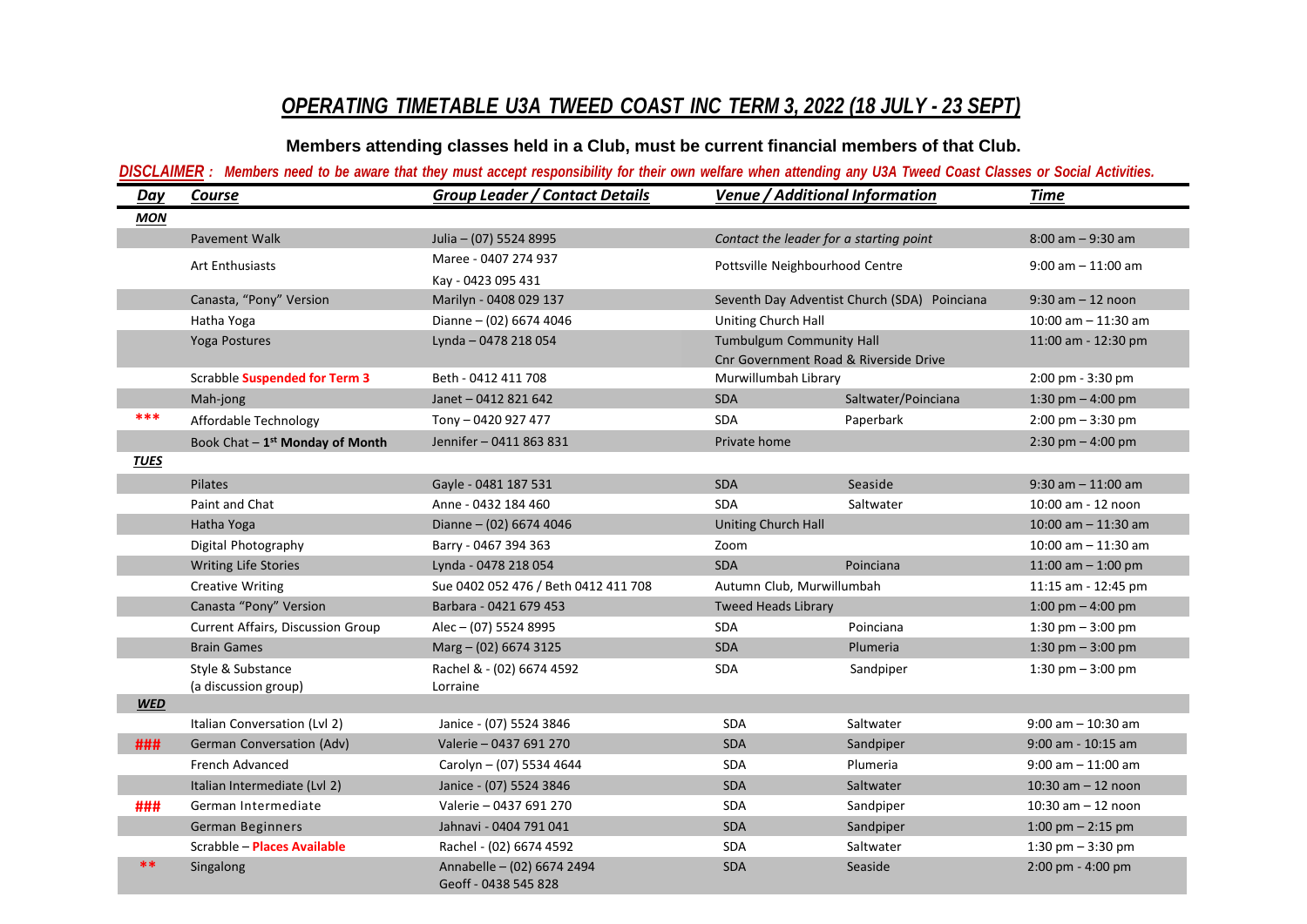# *OPERATING TIMETABLE U3A TWEED COAST INC TERM 3, 2022 (18 JULY - 23 SEPT)*

**Members attending classes held in a Club, must be current financial members of that Club.**

***DISCLAIMER : Members need to be aware that they must accept responsibility for their own welfare when attending any U3A Tweed Coast Classes or Social Activities.***

| Day | Course | Group Leader / Contact Details | Venue / Additional Information | | Time |
|---|---|---|---|---|---|
| **MON** | | | | | |
| | Pavement Walk | Julia – (07) 5524 8995 | *Contact the leader for a starting point* | | 8:00 am – 9:30 am |
| | Art Enthusiasts | Maree - 0407 274 937<br>Kay - 0423 095 431 | Pottsville Neighbourhood Centre | | 9:00 am – 11:00 am |
| | Canasta, "Pony" Version | Marilyn - 0408 029 137 | Seventh Day Adventist Church (SDA) Poinciana | | 9:30 am – 12 noon |
| | Hatha Yoga | Dianne – (02) 6674 4046 | Uniting Church Hall | | 10:00 am – 11:30 am |
| | Yoga Postures | Lynda – 0478 218 054 | Tumbulgum Community Hall<br>Cnr Government Road & Riverside Drive | | 11:00 am - 12:30 pm |
| | Scrabble **Suspended for Term 3** | Beth - 0412 411 708 | Murwillumbah Library | | 2:00 pm - 3:30 pm |
| | Mah-jong | Janet – 0412 821 642 | SDA | Saltwater/Poinciana | 1:30 pm – 4:00 pm |
| *** | Affordable Technology | Tony – 0420 927 477 | SDA | Paperbark | 2:00 pm – 3:30 pm |
| | Book Chat – **1st Monday of Month** | Jennifer – 0411 863 831 | Private home | | 2:30 pm – 4:00 pm |
| **TUES** | | | | | |
| | Pilates | Gayle - 0481 187 531 | SDA | Seaside | 9:30 am – 11:00 am |
| | Paint and Chat | Anne - 0432 184 460 | SDA | Saltwater | 10:00 am - 12 noon |
| | Hatha Yoga | Dianne – (02) 6674 4046 | Uniting Church Hall | | 10:00 am – 11:30 am |
| | Digital Photography | Barry - 0467 394 363 | Zoom | | 10:00 am – 11:30 am |
| | Writing Life Stories | Lynda - 0478 218 054 | SDA | Poinciana | 11:00 am – 1:00 pm |
| | Creative Writing | Sue 0402 052 476 / Beth 0412 411 708 | Autumn Club, Murwillumbah | | 11:15 am - 12:45 pm |
| | Canasta "Pony" Version | Barbara - 0421 679 453 | Tweed Heads Library | | 1:00 pm – 4:00 pm |
| | Current Affairs, Discussion Group | Alec – (07) 5524 8995 | SDA | Poinciana | 1:30 pm – 3:00 pm |
| | Brain Games | Marg – (02) 6674 3125 | SDA | Plumeria | 1:30 pm – 3:00 pm |
| | Style & Substance<br>(a discussion group) | Rachel & - (02) 6674 4592<br>Lorraine | SDA | Sandpiper | 1:30 pm – 3:00 pm |
| **WED** | | | | | |
| | Italian Conversation (Lvl 2) | Janice - (07) 5524 3846 | SDA | Saltwater | 9:00 am – 10:30 am |
| ### | German Conversation (Adv) | Valerie – 0437 691 270 | SDA | Sandpiper | 9:00 am - 10:15 am |
| | French Advanced | Carolyn – (07) 5534 4644 | SDA | Plumeria | 9:00 am – 11:00 am |
| | Italian Intermediate (Lvl 2) | Janice - (07) 5524 3846 | SDA | Saltwater | 10:30 am – 12 noon |
| ### | German Intermediate | Valerie – 0437 691 270 | SDA | Sandpiper | 10:30 am – 12 noon |
| | German Beginners | Jahnavi - 0404 791 041 | SDA | Sandpiper | 1:00 pm – 2:15 pm |
| | Scrabble – **Places Available** | Rachel - (02) 6674 4592 | SDA | Saltwater | 1:30 pm – 3:30 pm |
| ** | Singalong | Annabelle – (02) 6674 2494<br>Geoff - 0438 545 828 | SDA | Seaside | 2:00 pm - 4:00 pm |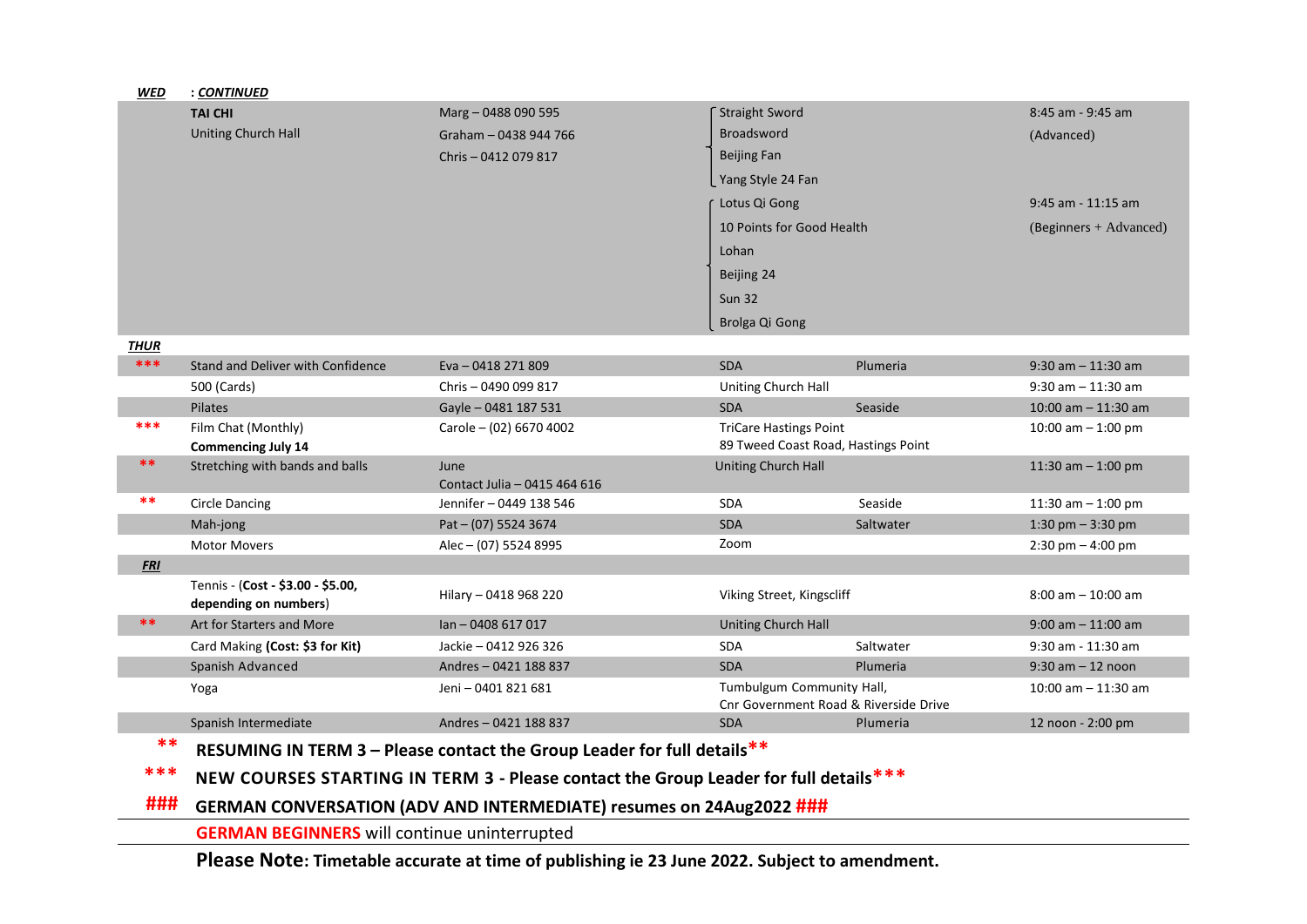| | | | | | |
|---|---|---|---|---|---|
| ***WED*** | **: *CONTINUED*** | | | | |
| | **TAI CHI**<br>Uniting Church Hall | Marg – 0488 090 595<br>Graham – 0438 944 766<br>Chris – 0412 079 817 | Straight Sword<br>Broadsword<br>Beijing Fan<br>Yang Style 24 Fan | | 8:45 am - 9:45 am<br>(Advanced) |
| | | | Lotus Qi Gong<br>10 Points for Good Health<br>Lohan<br>Beijing 24<br>Sun 32<br>Brolga Qi Gong | | 9:45 am - 11:15 am<br>(Beginners + Advanced) |
| ***THUR*** | | | | | |
| *** | Stand and Deliver with Confidence | Eva – 0418 271 809 | SDA | Plumeria | 9:30 am – 11:30 am |
| | 500 (Cards) | Chris – 0490 099 817 | Uniting Church Hall | | 9:30 am – 11:30 am |
| | Pilates | Gayle – 0481 187 531 | SDA | Seaside | 10:00 am – 11:30 am |
| *** | Film Chat (Monthly)<br>**Commencing July 14** | Carole – (02) 6670 4002 | TriCare Hastings Point<br>89 Tweed Coast Road, Hastings Point | | 10:00 am – 1:00 pm |
| ** | Stretching with bands and balls | June<br>Contact Julia – 0415 464 616 | Uniting Church Hall | | 11:30 am – 1:00 pm |
| ** | Circle Dancing | Jennifer – 0449 138 546 | SDA | Seaside | 11:30 am – 1:00 pm |
| | Mah-jong | Pat – (07) 5524 3674 | SDA | Saltwater | 1:30 pm – 3:30 pm |
| | Motor Movers | Alec – (07) 5524 8995 | Zoom | | 2:30 pm – 4:00 pm |
| ***FRI*** | | | | | |
| | Tennis - (**Cost - $3.00 - $5.00, depending on numbers**) | Hilary – 0418 968 220 | Viking Street, Kingscliff | | 8:00 am – 10:00 am |
| ** | Art for Starters and More | Ian – 0408 617 017 | Uniting Church Hall | | 9:00 am – 11:00 am |
| | Card Making **(Cost: $3 for Kit)** | Jackie – 0412 926 326 | SDA | Saltwater | 9:30 am - 11:30 am |
| | Spanish Advanced | Andres – 0421 188 837 | SDA | Plumeria | 9:30 am – 12 noon |
| | Yoga | Jeni – 0401 821 681 | Tumbulgum Community Hall,<br>Cnr Government Road & Riverside Drive | | 10:00 am – 11:30 am |
| | Spanish Intermediate | Andres – 0421 188 837 | SDA | Plumeria | 12 noon - 2:00 pm |

** **RESUMING IN TERM 3 – Please contact the Group Leader for full details**

*** **NEW COURSES STARTING IN TERM 3 - Please contact the Group Leader for full details*****

### **GERMAN CONVERSATION (ADV AND INTERMEDIATE) resumes on 24Aug2022 ###**

**GERMAN BEGINNERS** will continue uninterrupted

**Please Note: Timetable accurate at time of publishing ie 23 June 2022. Subject to amendment.**